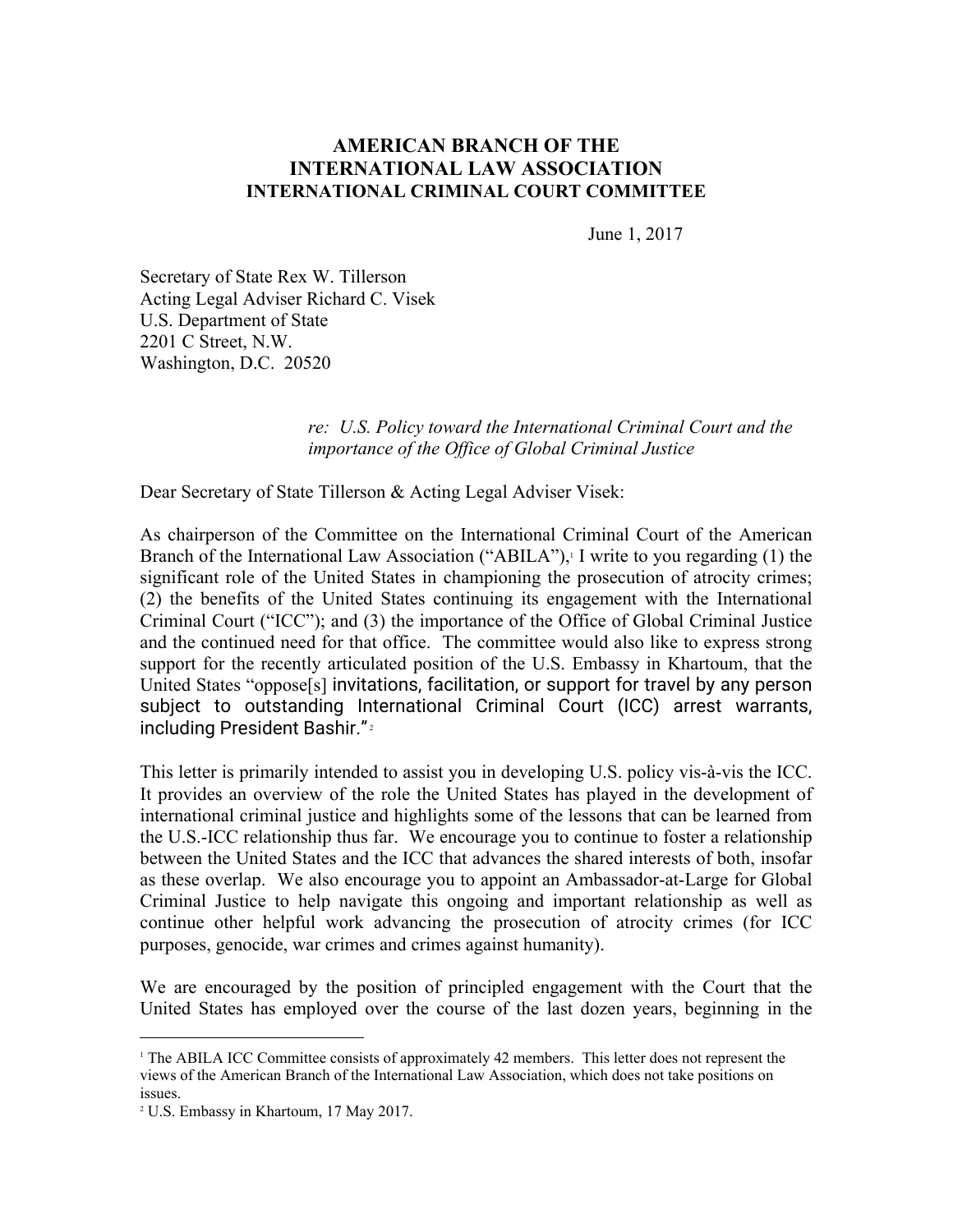**AMERICAN BRANCH OF THE**
**INTERNATIONAL LAW ASSOCIATION**
**INTERNATIONAL CRIMINAL COURT COMMITTEE**

June 1, 2017

Secretary of State Rex W. Tillerson
Acting Legal Adviser Richard C. Visek
U.S. Department of State
2201 C Street, N.W.
Washington, D.C. 20520

*re: U.S. Policy toward the International Criminal Court and the importance of the Office of Global Criminal Justice*

Dear Secretary of State Tillerson & Acting Legal Adviser Visek:

As chairperson of the Committee on the International Criminal Court of the American Branch of the International Law Association ("ABILA"),[1] I write to you regarding (1) the significant role of the United States in championing the prosecution of atrocity crimes; (2) the benefits of the United States continuing its engagement with the International Criminal Court ("ICC"); and (3) the importance of the Office of Global Criminal Justice and the continued need for that office. The committee would also like to express strong support for the recently articulated position of the U.S. Embassy in Khartoum, that the United States "oppose[s] invitations, facilitation, or support for travel by any person subject to outstanding International Criminal Court (ICC) arrest warrants, including President Bashir."[2]

This letter is primarily intended to assist you in developing U.S. policy vis-à-vis the ICC. It provides an overview of the role the United States has played in the development of international criminal justice and highlights some of the lessons that can be learned from the U.S.-ICC relationship thus far. We encourage you to continue to foster a relationship between the United States and the ICC that advances the shared interests of both, insofar as these overlap. We also encourage you to appoint an Ambassador-at-Large for Global Criminal Justice to help navigate this ongoing and important relationship as well as continue other helpful work advancing the prosecution of atrocity crimes (for ICC purposes, genocide, war crimes and crimes against humanity).

We are encouraged by the position of principled engagement with the Court that the United States has employed over the course of the last dozen years, beginning in the

---

[1] The ABILA ICC Committee consists of approximately 42 members. This letter does not represent the views of the American Branch of the International Law Association, which does not take positions on issues.

[2] U.S. Embassy in Khartoum, 17 May 2017.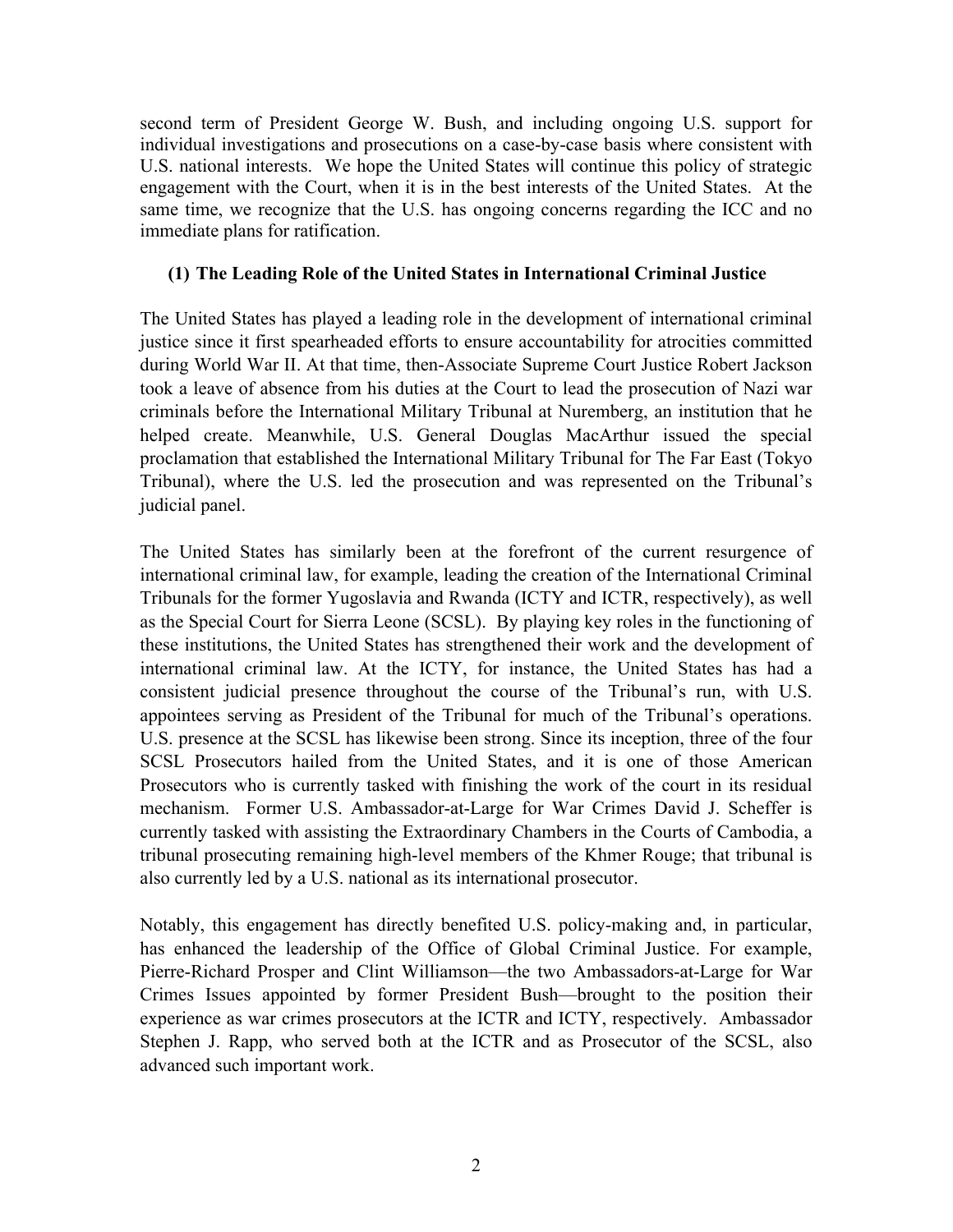second term of President George W. Bush, and including ongoing U.S. support for individual investigations and prosecutions on a case-by-case basis where consistent with U.S. national interests. We hope the United States will continue this policy of strategic engagement with the Court, when it is in the best interests of the United States. At the same time, we recognize that the U.S. has ongoing concerns regarding the ICC and no immediate plans for ratification.

### (1) The Leading Role of the United States in International Criminal Justice

The United States has played a leading role in the development of international criminal justice since it first spearheaded efforts to ensure accountability for atrocities committed during World War II. At that time, then-Associate Supreme Court Justice Robert Jackson took a leave of absence from his duties at the Court to lead the prosecution of Nazi war criminals before the International Military Tribunal at Nuremberg, an institution that he helped create. Meanwhile, U.S. General Douglas MacArthur issued the special proclamation that established the International Military Tribunal for The Far East (Tokyo Tribunal), where the U.S. led the prosecution and was represented on the Tribunal's judicial panel.

The United States has similarly been at the forefront of the current resurgence of international criminal law, for example, leading the creation of the International Criminal Tribunals for the former Yugoslavia and Rwanda (ICTY and ICTR, respectively), as well as the Special Court for Sierra Leone (SCSL). By playing key roles in the functioning of these institutions, the United States has strengthened their work and the development of international criminal law. At the ICTY, for instance, the United States has had a consistent judicial presence throughout the course of the Tribunal's run, with U.S. appointees serving as President of the Tribunal for much of the Tribunal's operations. U.S. presence at the SCSL has likewise been strong. Since its inception, three of the four SCSL Prosecutors hailed from the United States, and it is one of those American Prosecutors who is currently tasked with finishing the work of the court in its residual mechanism. Former U.S. Ambassador-at-Large for War Crimes David J. Scheffer is currently tasked with assisting the Extraordinary Chambers in the Courts of Cambodia, a tribunal prosecuting remaining high-level members of the Khmer Rouge; that tribunal is also currently led by a U.S. national as its international prosecutor.

Notably, this engagement has directly benefited U.S. policy-making and, in particular, has enhanced the leadership of the Office of Global Criminal Justice. For example, Pierre-Richard Prosper and Clint Williamson—the two Ambassadors-at-Large for War Crimes Issues appointed by former President Bush—brought to the position their experience as war crimes prosecutors at the ICTR and ICTY, respectively. Ambassador Stephen J. Rapp, who served both at the ICTR and as Prosecutor of the SCSL, also advanced such important work.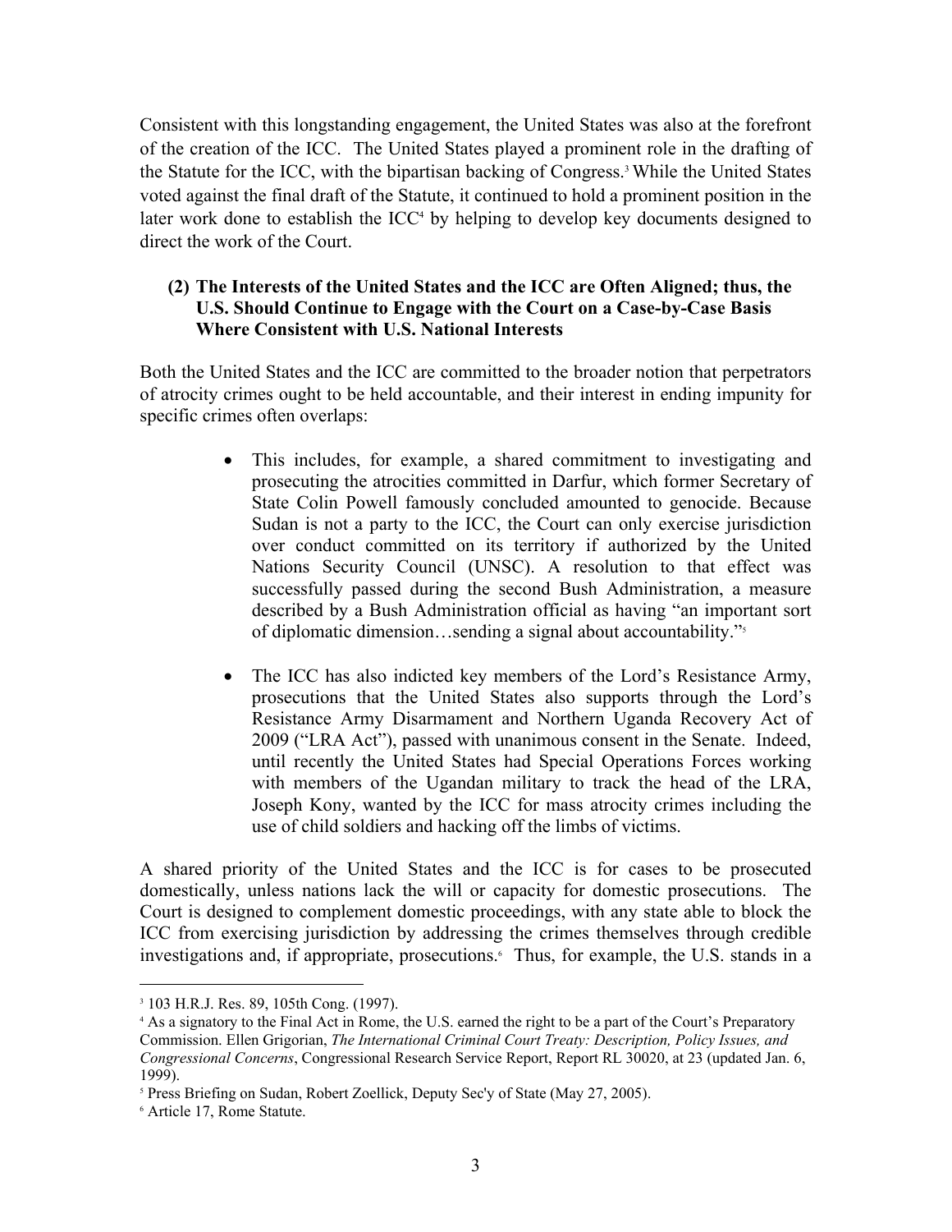Consistent with this longstanding engagement, the United States was also at the forefront of the creation of the ICC. The United States played a prominent role in the drafting of the Statute for the ICC, with the bipartisan backing of Congress.[3] While the United States voted against the final draft of the Statute, it continued to hold a prominent position in the later work done to establish the ICC[4] by helping to develop key documents designed to direct the work of the Court.

**(2) The Interests of the United States and the ICC are Often Aligned; thus, the U.S. Should Continue to Engage with the Court on a Case-by-Case Basis Where Consistent with U.S. National Interests**

Both the United States and the ICC are committed to the broader notion that perpetrators of atrocity crimes ought to be held accountable, and their interest in ending impunity for specific crimes often overlaps:

- This includes, for example, a shared commitment to investigating and prosecuting the atrocities committed in Darfur, which former Secretary of State Colin Powell famously concluded amounted to genocide. Because Sudan is not a party to the ICC, the Court can only exercise jurisdiction over conduct committed on its territory if authorized by the United Nations Security Council (UNSC). A resolution to that effect was successfully passed during the second Bush Administration, a measure described by a Bush Administration official as having "an important sort of diplomatic dimension…sending a signal about accountability."[5]

- The ICC has also indicted key members of the Lord's Resistance Army, prosecutions that the United States also supports through the Lord's Resistance Army Disarmament and Northern Uganda Recovery Act of 2009 ("LRA Act"), passed with unanimous consent in the Senate. Indeed, until recently the United States had Special Operations Forces working with members of the Ugandan military to track the head of the LRA, Joseph Kony, wanted by the ICC for mass atrocity crimes including the use of child soldiers and hacking off the limbs of victims.

A shared priority of the United States and the ICC is for cases to be prosecuted domestically, unless nations lack the will or capacity for domestic prosecutions. The Court is designed to complement domestic proceedings, with any state able to block the ICC from exercising jurisdiction by addressing the crimes themselves through credible investigations and, if appropriate, prosecutions.[6] Thus, for example, the U.S. stands in a

---

[3] 103 H.R.J. Res. 89, 105th Cong. (1997).

[4] As a signatory to the Final Act in Rome, the U.S. earned the right to be a part of the Court's Preparatory Commission. Ellen Grigorian, *The International Criminal Court Treaty: Description, Policy Issues, and Congressional Concerns*, Congressional Research Service Report, Report RL 30020, at 23 (updated Jan. 6, 1999).

[5] Press Briefing on Sudan, Robert Zoellick, Deputy Sec'y of State (May 27, 2005).

[6] Article 17, Rome Statute.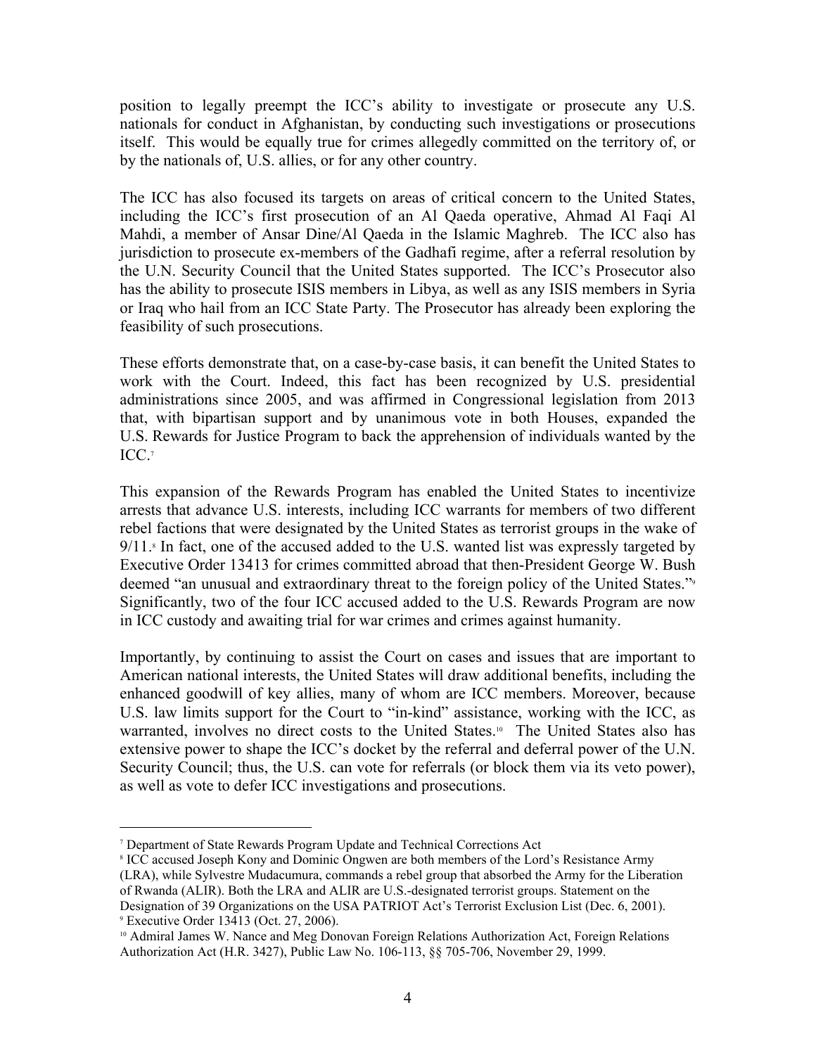position to legally preempt the ICC's ability to investigate or prosecute any U.S. nationals for conduct in Afghanistan, by conducting such investigations or prosecutions itself. This would be equally true for crimes allegedly committed on the territory of, or by the nationals of, U.S. allies, or for any other country.

The ICC has also focused its targets on areas of critical concern to the United States, including the ICC's first prosecution of an Al Qaeda operative, Ahmad Al Faqi Al Mahdi, a member of Ansar Dine/Al Qaeda in the Islamic Maghreb. The ICC also has jurisdiction to prosecute ex-members of the Gadhafi regime, after a referral resolution by the U.N. Security Council that the United States supported. The ICC's Prosecutor also has the ability to prosecute ISIS members in Libya, as well as any ISIS members in Syria or Iraq who hail from an ICC State Party. The Prosecutor has already been exploring the feasibility of such prosecutions.

These efforts demonstrate that, on a case-by-case basis, it can benefit the United States to work with the Court. Indeed, this fact has been recognized by U.S. presidential administrations since 2005, and was affirmed in Congressional legislation from 2013 that, with bipartisan support and by unanimous vote in both Houses, expanded the U.S. Rewards for Justice Program to back the apprehension of individuals wanted by the ICC.[7]

This expansion of the Rewards Program has enabled the United States to incentivize arrests that advance U.S. interests, including ICC warrants for members of two different rebel factions that were designated by the United States as terrorist groups in the wake of 9/11.[8] In fact, one of the accused added to the U.S. wanted list was expressly targeted by Executive Order 13413 for crimes committed abroad that then-President George W. Bush deemed "an unusual and extraordinary threat to the foreign policy of the United States."[9] Significantly, two of the four ICC accused added to the U.S. Rewards Program are now in ICC custody and awaiting trial for war crimes and crimes against humanity.

Importantly, by continuing to assist the Court on cases and issues that are important to American national interests, the United States will draw additional benefits, including the enhanced goodwill of key allies, many of whom are ICC members. Moreover, because U.S. law limits support for the Court to "in-kind" assistance, working with the ICC, as warranted, involves no direct costs to the United States.[10] The United States also has extensive power to shape the ICC's docket by the referral and deferral power of the U.N. Security Council; thus, the U.S. can vote for referrals (or block them via its veto power), as well as vote to defer ICC investigations and prosecutions.

---

[7] Department of State Rewards Program Update and Technical Corrections Act

[8] ICC accused Joseph Kony and Dominic Ongwen are both members of the Lord's Resistance Army (LRA), while Sylvestre Mudacumura, commands a rebel group that absorbed the Army for the Liberation of Rwanda (ALIR). Both the LRA and ALIR are U.S.-designated terrorist groups. Statement on the Designation of 39 Organizations on the USA PATRIOT Act's Terrorist Exclusion List (Dec. 6, 2001).

[9] Executive Order 13413 (Oct. 27, 2006).

[10] Admiral James W. Nance and Meg Donovan Foreign Relations Authorization Act, Foreign Relations Authorization Act (H.R. 3427), Public Law No. 106-113, §§ 705-706, November 29, 1999.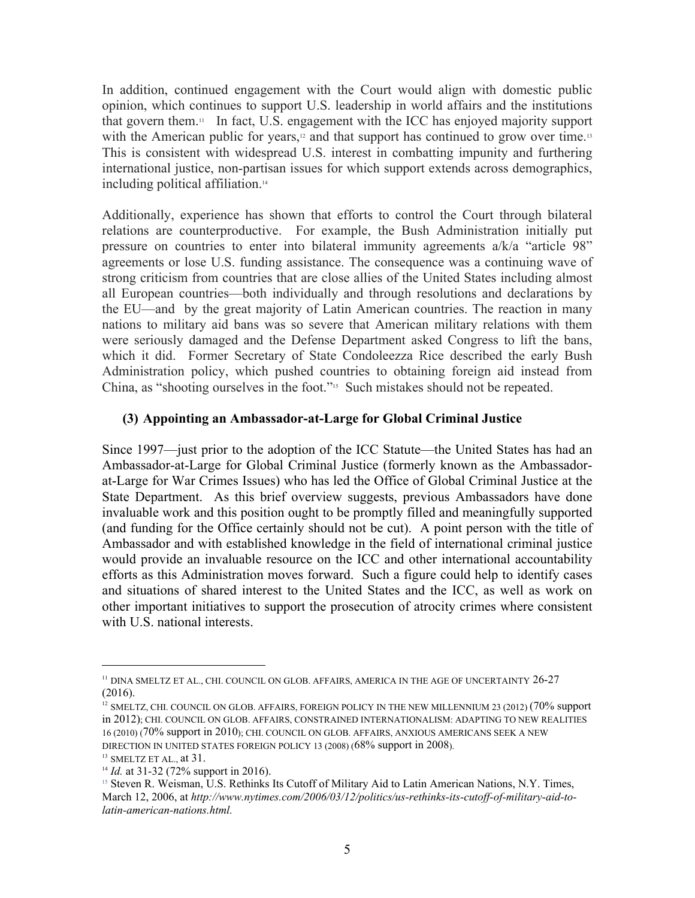In addition, continued engagement with the Court would align with domestic public opinion, which continues to support U.S. leadership in world affairs and the institutions that govern them.[11] In fact, U.S. engagement with the ICC has enjoyed majority support with the American public for years,[12] and that support has continued to grow over time.[13] This is consistent with widespread U.S. interest in combatting impunity and furthering international justice, non-partisan issues for which support extends across demographics, including political affiliation.[14]

Additionally, experience has shown that efforts to control the Court through bilateral relations are counterproductive. For example, the Bush Administration initially put pressure on countries to enter into bilateral immunity agreements a/k/a "article 98" agreements or lose U.S. funding assistance. The consequence was a continuing wave of strong criticism from countries that are close allies of the United States including almost all European countries—both individually and through resolutions and declarations by the EU—and by the great majority of Latin American countries. The reaction in many nations to military aid bans was so severe that American military relations with them were seriously damaged and the Defense Department asked Congress to lift the bans, which it did. Former Secretary of State Condoleezza Rice described the early Bush Administration policy, which pushed countries to obtaining foreign aid instead from China, as "shooting ourselves in the foot."[15] Such mistakes should not be repeated.

### (3) Appointing an Ambassador-at-Large for Global Criminal Justice

Since 1997—just prior to the adoption of the ICC Statute—the United States has had an Ambassador-at-Large for Global Criminal Justice (formerly known as the Ambassador-at-Large for War Crimes Issues) who has led the Office of Global Criminal Justice at the State Department. As this brief overview suggests, previous Ambassadors have done invaluable work and this position ought to be promptly filled and meaningfully supported (and funding for the Office certainly should not be cut). A point person with the title of Ambassador and with established knowledge in the field of international criminal justice would provide an invaluable resource on the ICC and other international accountability efforts as this Administration moves forward. Such a figure could help to identify cases and situations of shared interest to the United States and the ICC, as well as work on other important initiatives to support the prosecution of atrocity crimes where consistent with U.S. national interests.

---

[11] DINA SMELTZ ET AL., CHI. COUNCIL ON GLOB. AFFAIRS, AMERICA IN THE AGE OF UNCERTAINTY 26-27 (2016).

[12] SMELTZ, CHI. COUNCIL ON GLOB. AFFAIRS, FOREIGN POLICY IN THE NEW MILLENNIUM 23 (2012) (70% support in 2012); CHI. COUNCIL ON GLOB. AFFAIRS, CONSTRAINED INTERNATIONALISM: ADAPTING TO NEW REALITIES 16 (2010) (70% support in 2010); CHI. COUNCIL ON GLOB. AFFAIRS, ANXIOUS AMERICANS SEEK A NEW DIRECTION IN UNITED STATES FOREIGN POLICY 13 (2008) (68% support in 2008).

[13] SMELTZ ET AL., at 31.

[14] *Id.* at 31-32 (72% support in 2016).

[15] Steven R. Weisman, U.S. Rethinks Its Cutoff of Military Aid to Latin American Nations, N.Y. Times, March 12, 2006, at *http://www.nytimes.com/2006/03/12/politics/us-rethinks-its-cutoff-of-military-aid-to-latin-american-nations.html.*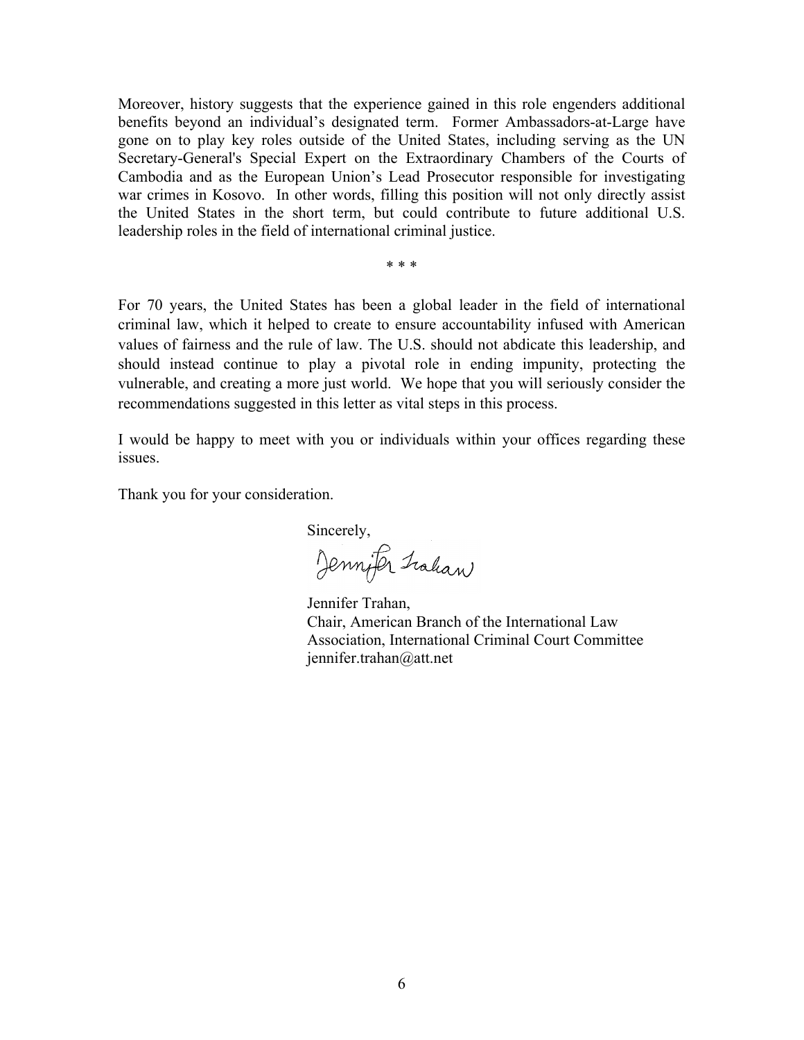Moreover, history suggests that the experience gained in this role engenders additional benefits beyond an individual's designated term. Former Ambassadors-at-Large have gone on to play key roles outside of the United States, including serving as the UN Secretary-General's Special Expert on the Extraordinary Chambers of the Courts of Cambodia and as the European Union's Lead Prosecutor responsible for investigating war crimes in Kosovo. In other words, filling this position will not only directly assist the United States in the short term, but could contribute to future additional U.S. leadership roles in the field of international criminal justice.

* * *

For 70 years, the United States has been a global leader in the field of international criminal law, which it helped to create to ensure accountability infused with American values of fairness and the rule of law. The U.S. should not abdicate this leadership, and should instead continue to play a pivotal role in ending impunity, protecting the vulnerable, and creating a more just world. We hope that you will seriously consider the recommendations suggested in this letter as vital steps in this process.

I would be happy to meet with you or individuals within your offices regarding these issues.

Thank you for your consideration.

Sincerely,

Jennifer Trahan

Jennifer Trahan,
Chair, American Branch of the International Law Association, International Criminal Court Committee
jennifer.trahan@att.net